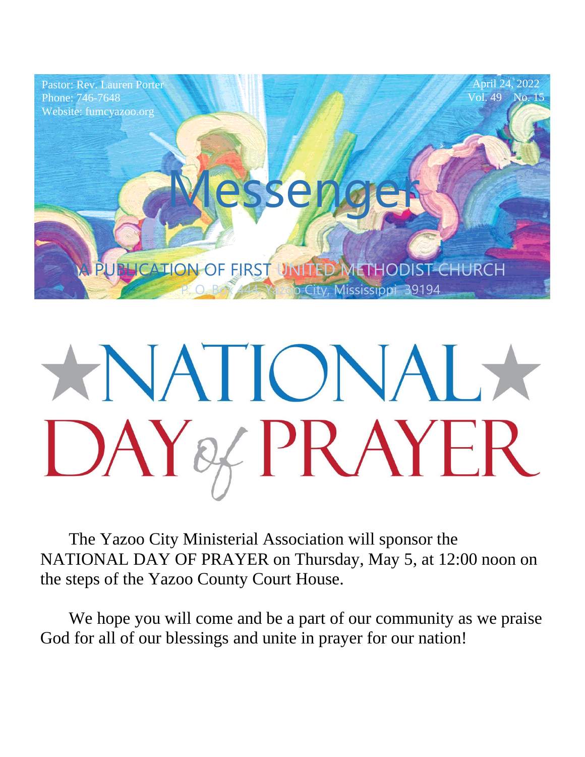Pastor: Rev. Lauren Porter
Phone: 746-7648
Website: fumcyazoo.org

April 24, 2022
Vol. 49 No. 15

# Messenger

A PUBLICATION OF FIRST UNITED METHODIST CHURCH
P. O. Box 444, Yazoo City, Mississippi 39194

# ★NATIONAL★ DAY of PRAYER

The Yazoo City Ministerial Association will sponsor the NATIONAL DAY OF PRAYER on Thursday, May 5, at 12:00 noon on the steps of the Yazoo County Court House.

We hope you will come and be a part of our community as we praise God for all of our blessings and unite in prayer for our nation!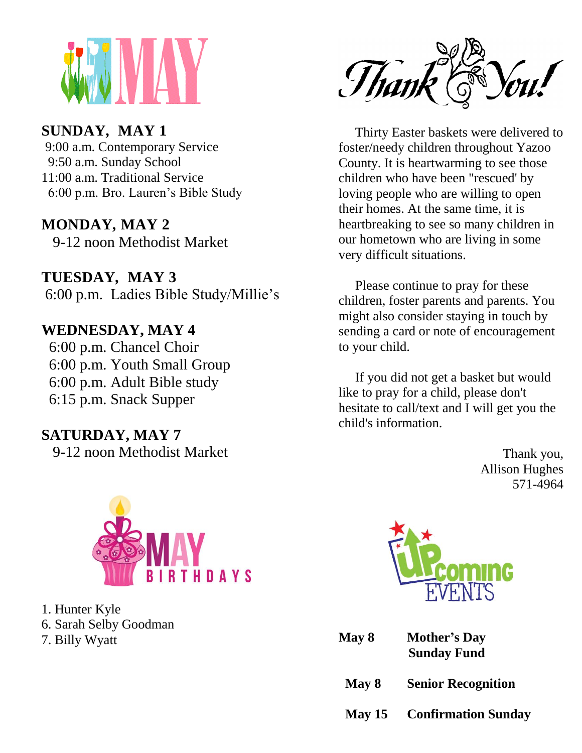# MAY

**SUNDAY, MAY 1**
9:00 a.m. Contemporary Service
9:50 a.m. Sunday School
11:00 a.m. Traditional Service
6:00 p.m. Bro. Lauren's Bible Study

**MONDAY, MAY 2**
9-12 noon Methodist Market

**TUESDAY, MAY 3**
6:00 p.m. Ladies Bible Study/Millie's

**WEDNESDAY, MAY 4**
6:00 p.m. Chancel Choir
6:00 p.m. Youth Small Group
6:00 p.m. Adult Bible study
6:15 p.m. Snack Supper

**SATURDAY, MAY 7**
9-12 noon Methodist Market

# Thank You!

Thirty Easter baskets were delivered to foster/needy children throughout Yazoo County. It is heartwarming to see those children who have been "rescued' by loving people who are willing to open their homes. At the same time, it is heartbreaking to see so many children in our hometown who are living in some very difficult situations.

Please continue to pray for these children, foster parents and parents. You might also consider staying in touch by sending a card or note of encouragement to your child.

If you did not get a basket but would like to pray for a child, please don't hesitate to call/text and I will get you the child's information.

Thank you,
Allison Hughes
571-4964

# MAY BIRTHDAYS

1. Hunter Kyle
6. Sarah Selby Goodman
7. Billy Wyatt

# UPcoming EVENTS

**May 8** **Mother's Day Sunday Fund**

**May 8** **Senior Recognition**

**May 15** **Confirmation Sunday**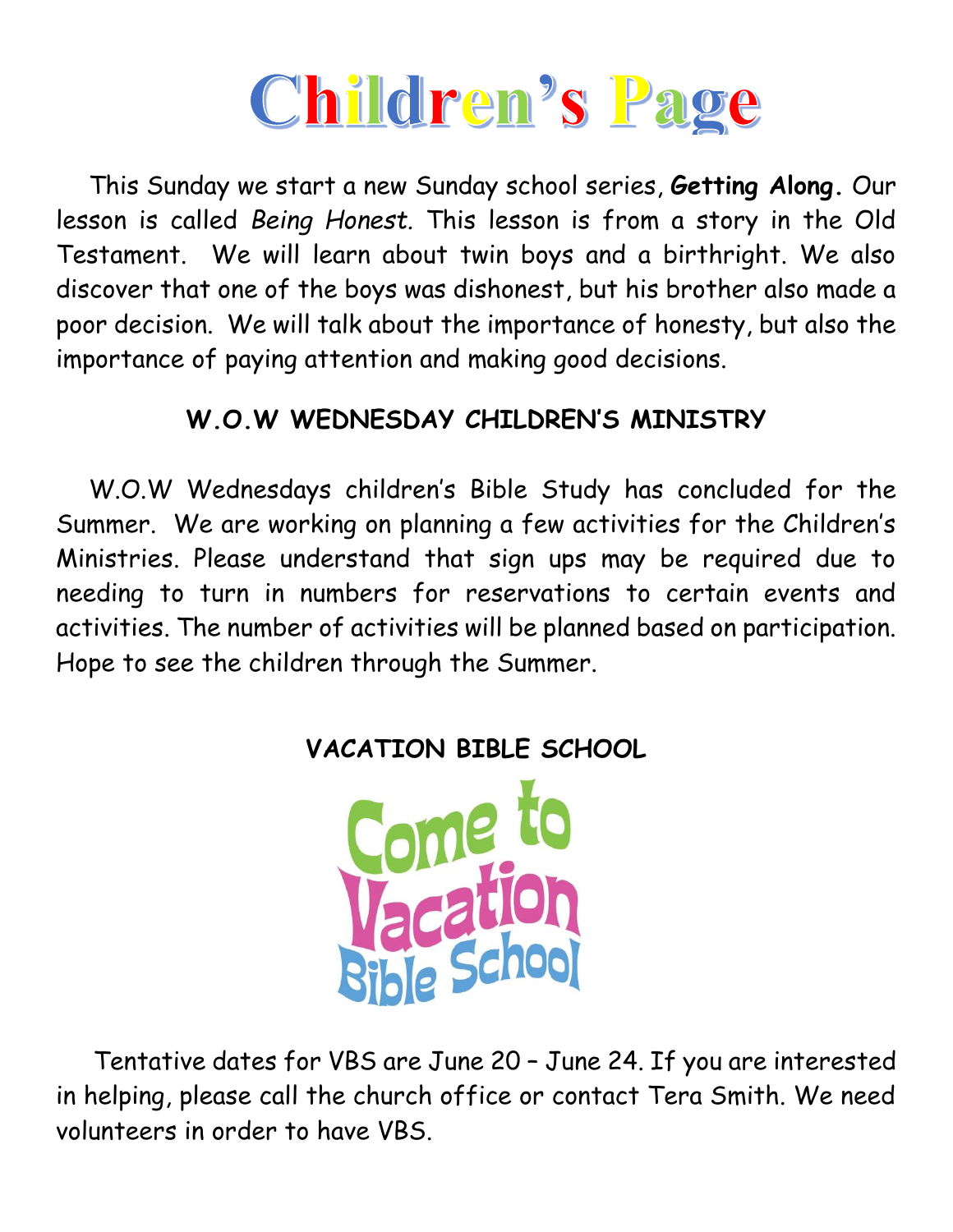# Children's Page

This Sunday we start a new Sunday school series, **Getting Along.** Our lesson is called *Being Honest.* This lesson is from a story in the Old Testament. We will learn about twin boys and a birthright. We also discover that one of the boys was dishonest, but his brother also made a poor decision. We will talk about the importance of honesty, but also the importance of paying attention and making good decisions.

## W.O.W WEDNESDAY CHILDREN'S MINISTRY

W.O.W Wednesdays children's Bible Study has concluded for the Summer. We are working on planning a few activities for the Children's Ministries. Please understand that sign ups may be required due to needing to turn in numbers for reservations to certain events and activities. The number of activities will be planned based on participation. Hope to see the children through the Summer.

## VACATION BIBLE SCHOOL

Come to Vacation Bible School

Tentative dates for VBS are June 20 – June 24. If you are interested in helping, please call the church office or contact Tera Smith. We need volunteers in order to have VBS.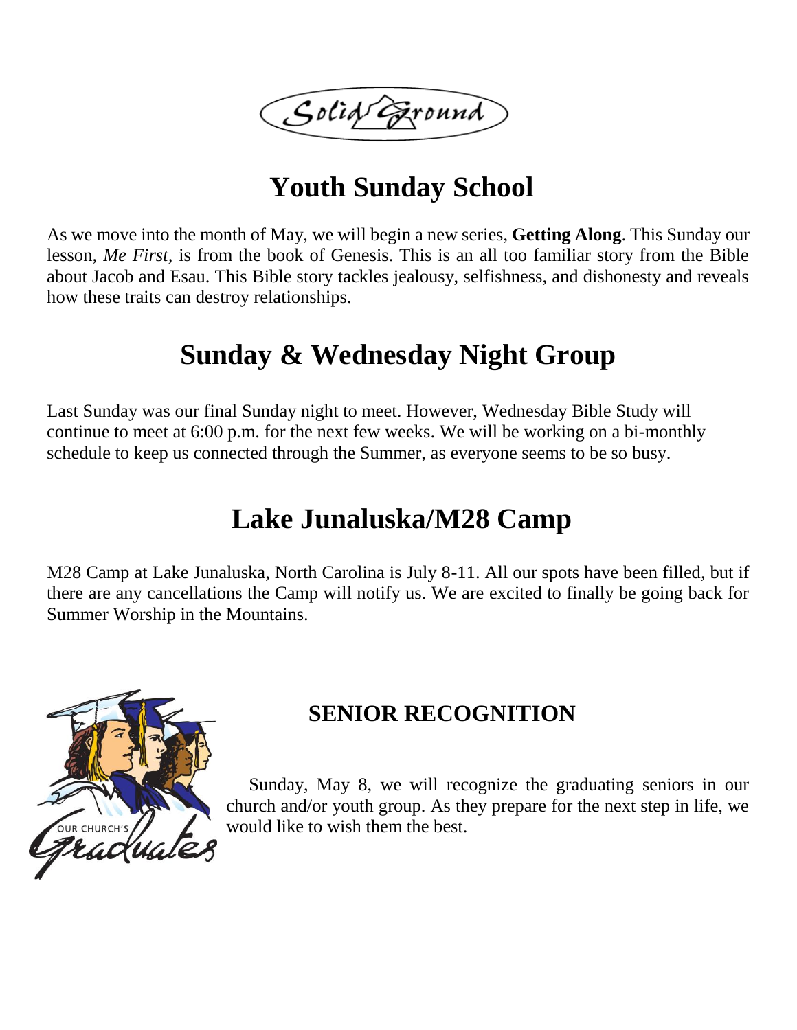Solid Ground

# Youth Sunday School

As we move into the month of May, we will begin a new series, **Getting Along**. This Sunday our lesson, *Me First,* is from the book of Genesis. This is an all too familiar story from the Bible about Jacob and Esau. This Bible story tackles jealousy, selfishness, and dishonesty and reveals how these traits can destroy relationships.

# Sunday & Wednesday Night Group

Last Sunday was our final Sunday night to meet. However, Wednesday Bible Study will continue to meet at 6:00 p.m. for the next few weeks. We will be working on a bi-monthly schedule to keep us connected through the Summer, as everyone seems to be so busy.

# Lake Junaluska/M28 Camp

M28 Camp at Lake Junaluska, North Carolina is July 8-11. All our spots have been filled, but if there are any cancellations the Camp will notify us. We are excited to finally be going back for Summer Worship in the Mountains.

## SENIOR RECOGNITION

Sunday, May 8, we will recognize the graduating seniors in our church and/or youth group. As they prepare for the next step in life, we would like to wish them the best.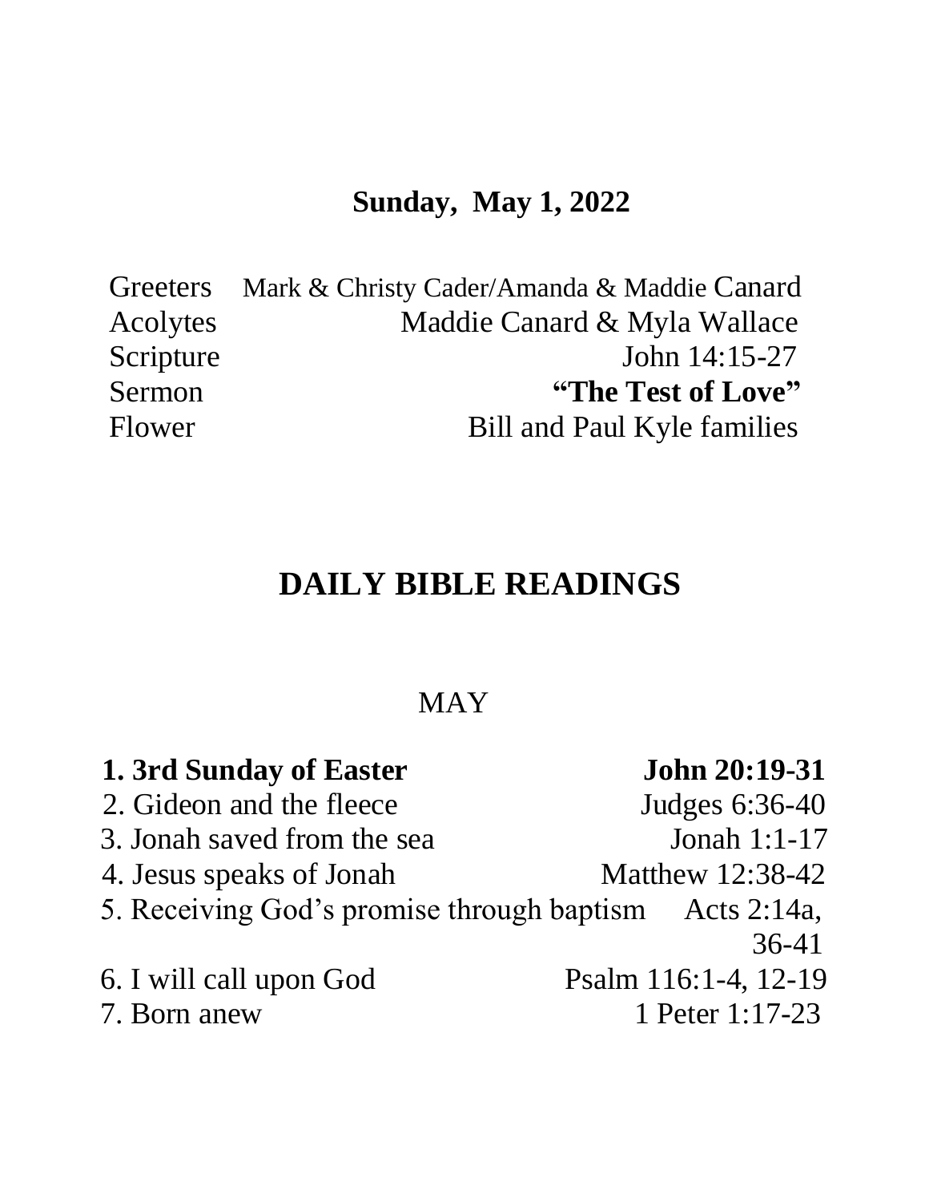## Sunday, May 1, 2022

| | |
|---|---|
| Greeters | Mark & Christy Cader/Amanda & Maddie Canard |
| Acolytes | Maddie Canard & Myla Wallace |
| Scripture | John 14:15-27 |
| Sermon | **"The Test of Love"** |
| Flower | Bill and Paul Kyle families |

# DAILY BIBLE READINGS

MAY

| | |
|---|---|
| **1. 3rd Sunday of Easter** | **John 20:19-31** |
| 2. Gideon and the fleece | Judges 6:36-40 |
| 3. Jonah saved from the sea | Jonah 1:1-17 |
| 4. Jesus speaks of Jonah | Matthew 12:38-42 |
| 5. Receiving God's promise through baptism | Acts 2:14a, 36-41 |
| 6. I will call upon God | Psalm 116:1-4, 12-19 |
| 7. Born anew | 1 Peter 1:17-23 |